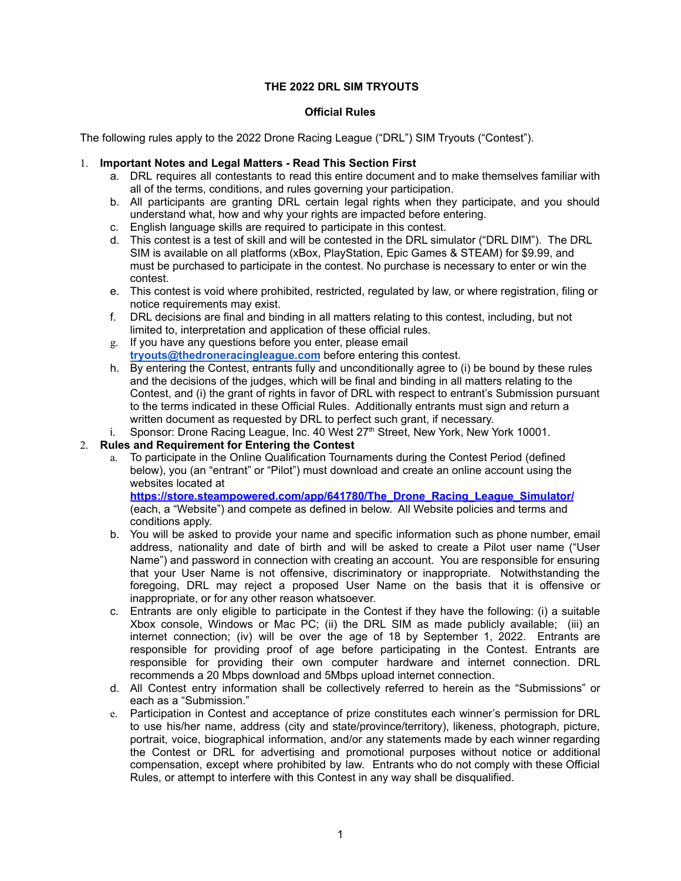**THE 2022 DRL SIM TRYOUTS**

**Official Rules**

The following rules apply to the 2022 Drone Racing League ("DRL") SIM Tryouts ("Contest").

1. **Important Notes and Legal Matters - Read This Section First**
   a. DRL requires all contestants to read this entire document and to make themselves familiar with all of the terms, conditions, and rules governing your participation.
   b. All participants are granting DRL certain legal rights when they participate, and you should understand what, how and why your rights are impacted before entering.
   c. English language skills are required to participate in this contest.
   d. This contest is a test of skill and will be contested in the DRL simulator ("DRL DIM"). The DRL SIM is available on all platforms (xBox, PlayStation, Epic Games & STEAM) for $9.99, and must be purchased to participate in the contest. No purchase is necessary to enter or win the contest.
   e. This contest is void where prohibited, restricted, regulated by law, or where registration, filing or notice requirements may exist.
   f. DRL decisions are final and binding in all matters relating to this contest, including, but not limited to, interpretation and application of these official rules.
   g. If you have any questions before you enter, please email **tryouts@thedroneracingleague.com** before entering this contest.
   h. By entering the Contest, entrants fully and unconditionally agree to (i) be bound by these rules and the decisions of the judges, which will be final and binding in all matters relating to the Contest, and (i) the grant of rights in favor of DRL with respect to entrant's Submission pursuant to the terms indicated in these Official Rules. Additionally entrants must sign and return a written document as requested by DRL to perfect such grant, if necessary.
   i. Sponsor: Drone Racing League, Inc. 40 West 27th Street, New York, New York 10001.

2. **Rules and Requirement for Entering the Contest**
   a. To participate in the Online Qualification Tournaments during the Contest Period (defined below), you (an "entrant" or "Pilot") must download and create an online account using the websites located at **https://store.steampowered.com/app/641780/The_Drone_Racing_League_Simulator/** (each, a "Website") and compete as defined in below. All Website policies and terms and conditions apply.
   b. You will be asked to provide your name and specific information such as phone number, email address, nationality and date of birth and will be asked to create a Pilot user name ("User Name") and password in connection with creating an account. You are responsible for ensuring that your User Name is not offensive, discriminatory or inappropriate. Notwithstanding the foregoing, DRL may reject a proposed User Name on the basis that it is offensive or inappropriate, or for any other reason whatsoever.
   c. Entrants are only eligible to participate in the Contest if they have the following: (i) a suitable Xbox console, Windows or Mac PC; (ii) the DRL SIM as made publicly available; (iii) an internet connection; (iv) will be over the age of 18 by September 1, 2022. Entrants are responsible for providing proof of age before participating in the Contest. Entrants are responsible for providing their own computer hardware and internet connection. DRL recommends a 20 Mbps download and 5Mbps upload internet connection.
   d. All Contest entry information shall be collectively referred to herein as the "Submissions" or each as a "Submission."
   e. Participation in Contest and acceptance of prize constitutes each winner's permission for DRL to use his/her name, address (city and state/province/territory), likeness, photograph, picture, portrait, voice, biographical information, and/or any statements made by each winner regarding the Contest or DRL for advertising and promotional purposes without notice or additional compensation, except where prohibited by law. Entrants who do not comply with these Official Rules, or attempt to interfere with this Contest in any way shall be disqualified.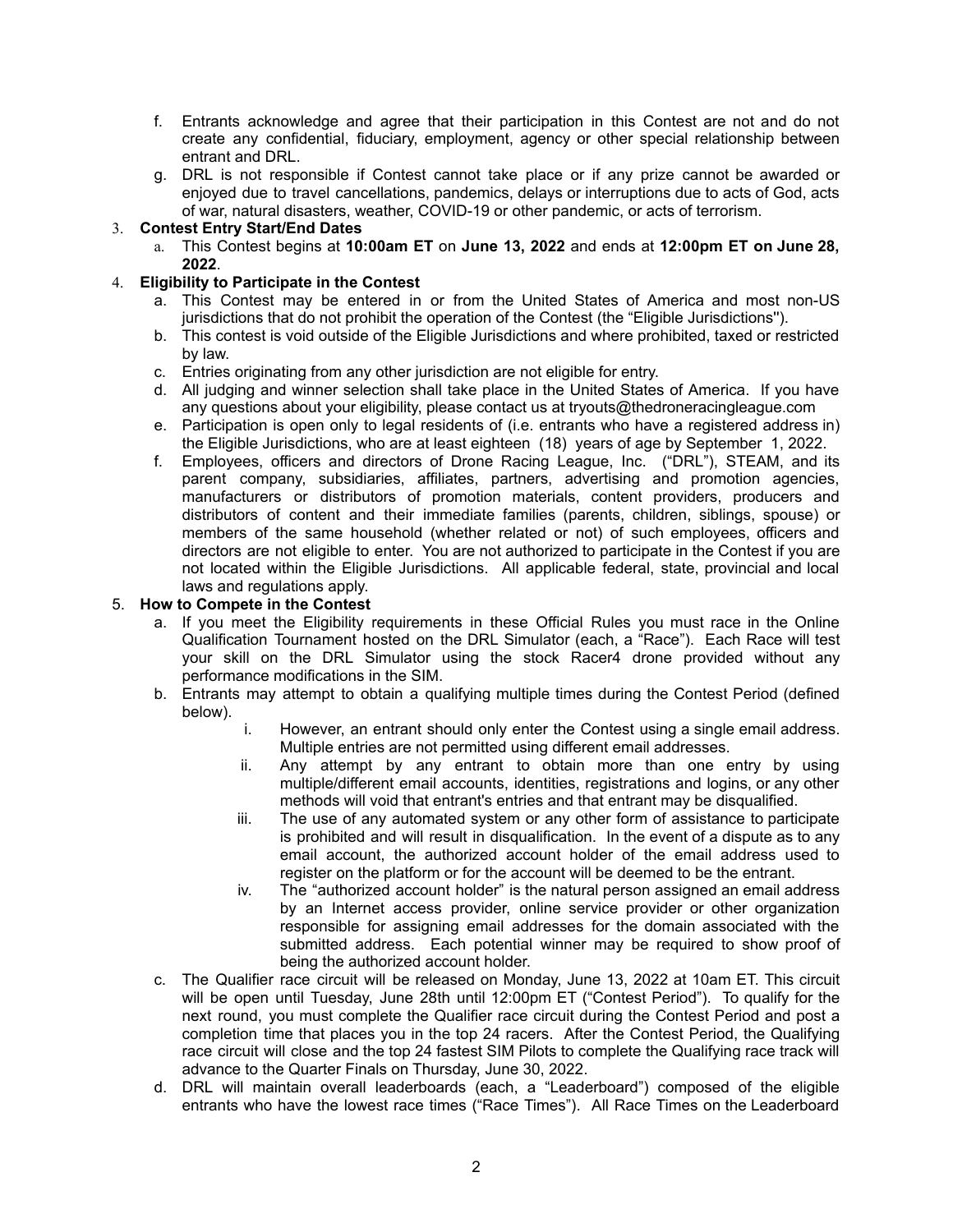f. Entrants acknowledge and agree that their participation in this Contest are not and do not create any confidential, fiduciary, employment, agency or other special relationship between entrant and DRL.

g. DRL is not responsible if Contest cannot take place or if any prize cannot be awarded or enjoyed due to travel cancellations, pandemics, delays or interruptions due to acts of God, acts of war, natural disasters, weather, COVID-19 or other pandemic, or acts of terrorism.

3. **Contest Entry Start/End Dates**
   a. This Contest begins at **10:00am ET** on **June 13, 2022** and ends at **12:00pm ET on June 28, 2022**.

4. **Eligibility to Participate in the Contest**
   a. This Contest may be entered in or from the United States of America and most non-US jurisdictions that do not prohibit the operation of the Contest (the "Eligible Jurisdictions'').
   b. This contest is void outside of the Eligible Jurisdictions and where prohibited, taxed or restricted by law.
   c. Entries originating from any other jurisdiction are not eligible for entry.
   d. All judging and winner selection shall take place in the United States of America. If you have any questions about your eligibility, please contact us at tryouts@thedroneracingleague.com
   e. Participation is open only to legal residents of (i.e. entrants who have a registered address in) the Eligible Jurisdictions, who are at least eighteen (18) years of age by September 1, 2022.
   f. Employees, officers and directors of Drone Racing League, Inc. ("DRL"), STEAM, and its parent company, subsidiaries, affiliates, partners, advertising and promotion agencies, manufacturers or distributors of promotion materials, content providers, producers and distributors of content and their immediate families (parents, children, siblings, spouse) or members of the same household (whether related or not) of such employees, officers and directors are not eligible to enter. You are not authorized to participate in the Contest if you are not located within the Eligible Jurisdictions. All applicable federal, state, provincial and local laws and regulations apply.

5. **How to Compete in the Contest**
   a. If you meet the Eligibility requirements in these Official Rules you must race in the Online Qualification Tournament hosted on the DRL Simulator (each, a "Race"). Each Race will test your skill on the DRL Simulator using the stock Racer4 drone provided without any performance modifications in the SIM.
   b. Entrants may attempt to obtain a qualifying multiple times during the Contest Period (defined below).
      i. However, an entrant should only enter the Contest using a single email address. Multiple entries are not permitted using different email addresses.
      ii. Any attempt by any entrant to obtain more than one entry by using multiple/different email accounts, identities, registrations and logins, or any other methods will void that entrant's entries and that entrant may be disqualified.
      iii. The use of any automated system or any other form of assistance to participate is prohibited and will result in disqualification. In the event of a dispute as to any email account, the authorized account holder of the email address used to register on the platform or for the account will be deemed to be the entrant.
      iv. The "authorized account holder" is the natural person assigned an email address by an Internet access provider, online service provider or other organization responsible for assigning email addresses for the domain associated with the submitted address. Each potential winner may be required to show proof of being the authorized account holder.
   c. The Qualifier race circuit will be released on Monday, June 13, 2022 at 10am ET. This circuit will be open until Tuesday, June 28th until 12:00pm ET ("Contest Period"). To qualify for the next round, you must complete the Qualifier race circuit during the Contest Period and post a completion time that places you in the top 24 racers. After the Contest Period, the Qualifying race circuit will close and the top 24 fastest SIM Pilots to complete the Qualifying race track will advance to the Quarter Finals on Thursday, June 30, 2022.
   d. DRL will maintain overall leaderboards (each, a "Leaderboard") composed of the eligible entrants who have the lowest race times ("Race Times"). All Race Times on the Leaderboard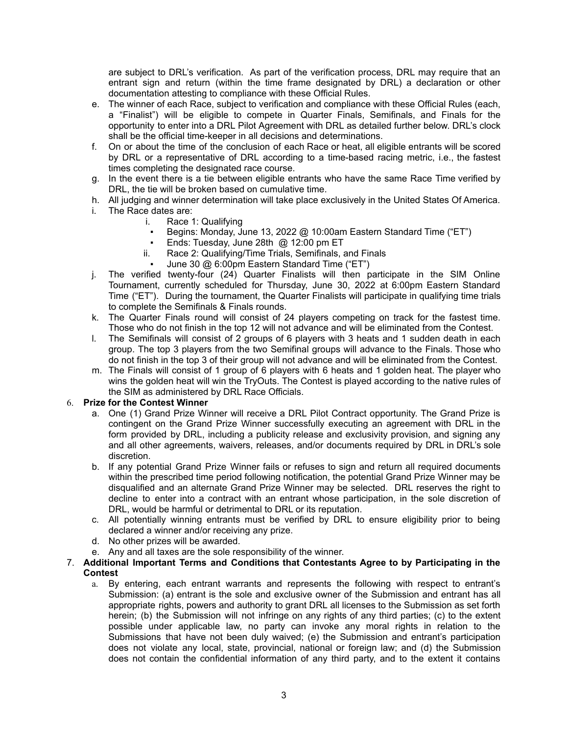are subject to DRL's verification. As part of the verification process, DRL may require that an entrant sign and return (within the time frame designated by DRL) a declaration or other documentation attesting to compliance with these Official Rules.

e. The winner of each Race, subject to verification and compliance with these Official Rules (each, a "Finalist") will be eligible to compete in Quarter Finals, Semifinals, and Finals for the opportunity to enter into a DRL Pilot Agreement with DRL as detailed further below. DRL's clock shall be the official time-keeper in all decisions and determinations.
f. On or about the time of the conclusion of each Race or heat, all eligible entrants will be scored by DRL or a representative of DRL according to a time-based racing metric, i.e., the fastest times completing the designated race course.
g. In the event there is a tie between eligible entrants who have the same Race Time verified by DRL, the tie will be broken based on cumulative time.
h. All judging and winner determination will take place exclusively in the United States Of America.
i. The Race dates are:
    i. Race 1: Qualifying
        - Begins: Monday, June 13, 2022 @ 10:00am Eastern Standard Time ("ET")
        - Ends: Tuesday, June 28th @ 12:00 pm ET
    ii. Race 2: Qualifying/Time Trials, Semifinals, and Finals
        - June 30 @ 6:00pm Eastern Standard Time ("ET")
j. The verified twenty-four (24) Quarter Finalists will then participate in the SIM Online Tournament, currently scheduled for Thursday, June 30, 2022 at 6:00pm Eastern Standard Time ("ET"). During the tournament, the Quarter Finalists will participate in qualifying time trials to complete the Semifinals & Finals rounds.
k. The Quarter Finals round will consist of 24 players competing on track for the fastest time. Those who do not finish in the top 12 will not advance and will be eliminated from the Contest.
l. The Semifinals will consist of 2 groups of 6 players with 3 heats and 1 sudden death in each group. The top 3 players from the two Semifinal groups will advance to the Finals. Those who do not finish in the top 3 of their group will not advance and will be eliminated from the Contest.
m. The Finals will consist of 1 group of 6 players with 6 heats and 1 golden heat. The player who wins the golden heat will win the TryOuts. The Contest is played according to the native rules of the SIM as administered by DRL Race Officials.

6. **Prize for the Contest Winner**
    a. One (1) Grand Prize Winner will receive a DRL Pilot Contract opportunity. The Grand Prize is contingent on the Grand Prize Winner successfully executing an agreement with DRL in the form provided by DRL, including a publicity release and exclusivity provision, and signing any and all other agreements, waivers, releases, and/or documents required by DRL in DRL's sole discretion.
    b. If any potential Grand Prize Winner fails or refuses to sign and return all required documents within the prescribed time period following notification, the potential Grand Prize Winner may be disqualified and an alternate Grand Prize Winner may be selected. DRL reserves the right to decline to enter into a contract with an entrant whose participation, in the sole discretion of DRL, would be harmful or detrimental to DRL or its reputation.
    c. All potentially winning entrants must be verified by DRL to ensure eligibility prior to being declared a winner and/or receiving any prize.
    d. No other prizes will be awarded.
    e. Any and all taxes are the sole responsibility of the winner.

7. **Additional Important Terms and Conditions that Contestants Agree to by Participating in the Contest**
    a. By entering, each entrant warrants and represents the following with respect to entrant's Submission: (a) entrant is the sole and exclusive owner of the Submission and entrant has all appropriate rights, powers and authority to grant DRL all licenses to the Submission as set forth herein; (b) the Submission will not infringe on any rights of any third parties; (c) to the extent possible under applicable law, no party can invoke any moral rights in relation to the Submissions that have not been duly waived; (e) the Submission and entrant's participation does not violate any local, state, provincial, national or foreign law; and (d) the Submission does not contain the confidential information of any third party, and to the extent it contains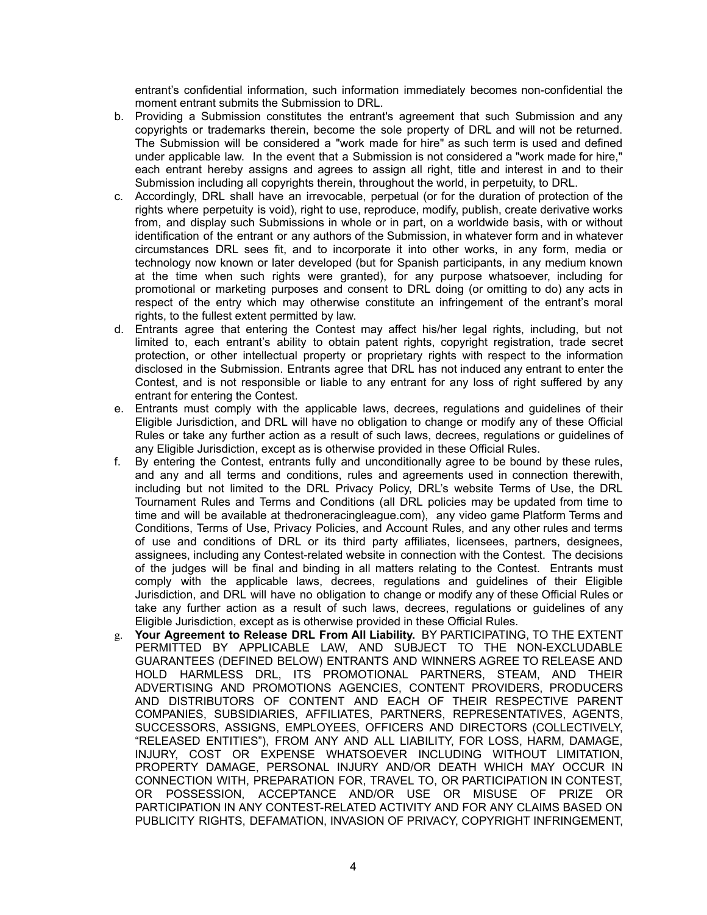entrant's confidential information, such information immediately becomes non-confidential the moment entrant submits the Submission to DRL.

b. Providing a Submission constitutes the entrant's agreement that such Submission and any copyrights or trademarks therein, become the sole property of DRL and will not be returned. The Submission will be considered a "work made for hire" as such term is used and defined under applicable law. In the event that a Submission is not considered a "work made for hire," each entrant hereby assigns and agrees to assign all right, title and interest in and to their Submission including all copyrights therein, throughout the world, in perpetuity, to DRL.

c. Accordingly, DRL shall have an irrevocable, perpetual (or for the duration of protection of the rights where perpetuity is void), right to use, reproduce, modify, publish, create derivative works from, and display such Submissions in whole or in part, on a worldwide basis, with or without identification of the entrant or any authors of the Submission, in whatever form and in whatever circumstances DRL sees fit, and to incorporate it into other works, in any form, media or technology now known or later developed (but for Spanish participants, in any medium known at the time when such rights were granted), for any purpose whatsoever, including for promotional or marketing purposes and consent to DRL doing (or omitting to do) any acts in respect of the entry which may otherwise constitute an infringement of the entrant's moral rights, to the fullest extent permitted by law.

d. Entrants agree that entering the Contest may affect his/her legal rights, including, but not limited to, each entrant's ability to obtain patent rights, copyright registration, trade secret protection, or other intellectual property or proprietary rights with respect to the information disclosed in the Submission. Entrants agree that DRL has not induced any entrant to enter the Contest, and is not responsible or liable to any entrant for any loss of right suffered by any entrant for entering the Contest.

e. Entrants must comply with the applicable laws, decrees, regulations and guidelines of their Eligible Jurisdiction, and DRL will have no obligation to change or modify any of these Official Rules or take any further action as a result of such laws, decrees, regulations or guidelines of any Eligible Jurisdiction, except as is otherwise provided in these Official Rules.

f. By entering the Contest, entrants fully and unconditionally agree to be bound by these rules, and any and all terms and conditions, rules and agreements used in connection therewith, including but not limited to the DRL Privacy Policy, DRL's website Terms of Use, the DRL Tournament Rules and Terms and Conditions (all DRL policies may be updated from time to time and will be available at thedroneracingleague.com), any video game Platform Terms and Conditions, Terms of Use, Privacy Policies, and Account Rules, and any other rules and terms of use and conditions of DRL or its third party affiliates, licensees, partners, designees, assignees, including any Contest-related website in connection with the Contest. The decisions of the judges will be final and binding in all matters relating to the Contest. Entrants must comply with the applicable laws, decrees, regulations and guidelines of their Eligible Jurisdiction, and DRL will have no obligation to change or modify any of these Official Rules or take any further action as a result of such laws, decrees, regulations or guidelines of any Eligible Jurisdiction, except as is otherwise provided in these Official Rules.

g. **Your Agreement to Release DRL From All Liability.** BY PARTICIPATING, TO THE EXTENT PERMITTED BY APPLICABLE LAW, AND SUBJECT TO THE NON-EXCLUDABLE GUARANTEES (DEFINED BELOW) ENTRANTS AND WINNERS AGREE TO RELEASE AND HOLD HARMLESS DRL, ITS PROMOTIONAL PARTNERS, STEAM, AND THEIR ADVERTISING AND PROMOTIONS AGENCIES, CONTENT PROVIDERS, PRODUCERS AND DISTRIBUTORS OF CONTENT AND EACH OF THEIR RESPECTIVE PARENT COMPANIES, SUBSIDIARIES, AFFILIATES, PARTNERS, REPRESENTATIVES, AGENTS, SUCCESSORS, ASSIGNS, EMPLOYEES, OFFICERS AND DIRECTORS (COLLECTIVELY, "RELEASED ENTITIES"), FROM ANY AND ALL LIABILITY, FOR LOSS, HARM, DAMAGE, INJURY, COST OR EXPENSE WHATSOEVER INCLUDING WITHOUT LIMITATION, PROPERTY DAMAGE, PERSONAL INJURY AND/OR DEATH WHICH MAY OCCUR IN CONNECTION WITH, PREPARATION FOR, TRAVEL TO, OR PARTICIPATION IN CONTEST, OR POSSESSION, ACCEPTANCE AND/OR USE OR MISUSE OF PRIZE OR PARTICIPATION IN ANY CONTEST-RELATED ACTIVITY AND FOR ANY CLAIMS BASED ON PUBLICITY RIGHTS, DEFAMATION, INVASION OF PRIVACY, COPYRIGHT INFRINGEMENT,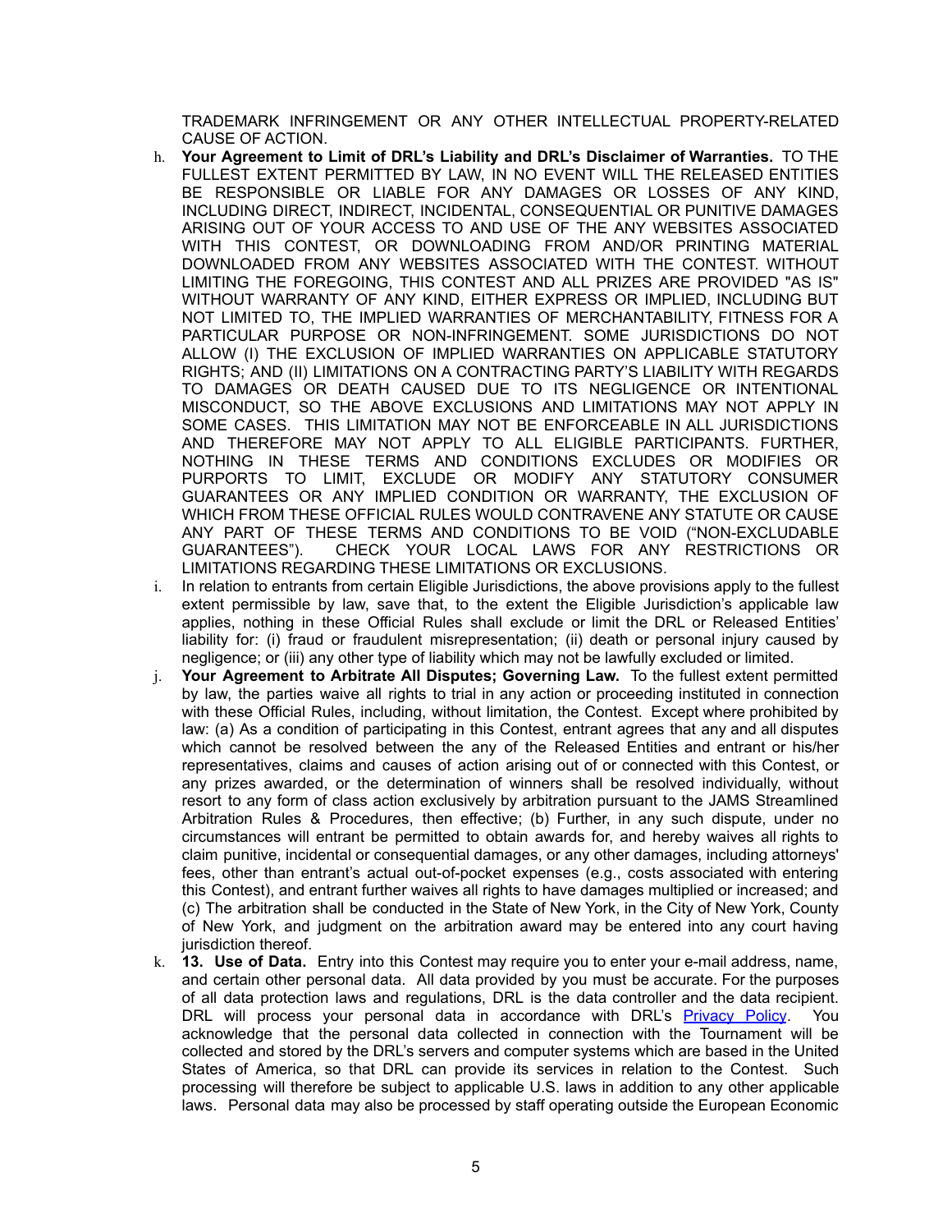TRADEMARK INFRINGEMENT OR ANY OTHER INTELLECTUAL PROPERTY-RELATED CAUSE OF ACTION.

h. **Your Agreement to Limit of DRL's Liability and DRL's Disclaimer of Warranties.** TO THE FULLEST EXTENT PERMITTED BY LAW, IN NO EVENT WILL THE RELEASED ENTITIES BE RESPONSIBLE OR LIABLE FOR ANY DAMAGES OR LOSSES OF ANY KIND, INCLUDING DIRECT, INDIRECT, INCIDENTAL, CONSEQUENTIAL OR PUNITIVE DAMAGES ARISING OUT OF YOUR ACCESS TO AND USE OF THE ANY WEBSITES ASSOCIATED WITH THIS CONTEST, OR DOWNLOADING FROM AND/OR PRINTING MATERIAL DOWNLOADED FROM ANY WEBSITES ASSOCIATED WITH THE CONTEST. WITHOUT LIMITING THE FOREGOING, THIS CONTEST AND ALL PRIZES ARE PROVIDED "AS IS" WITHOUT WARRANTY OF ANY KIND, EITHER EXPRESS OR IMPLIED, INCLUDING BUT NOT LIMITED TO, THE IMPLIED WARRANTIES OF MERCHANTABILITY, FITNESS FOR A PARTICULAR PURPOSE OR NON-INFRINGEMENT. SOME JURISDICTIONS DO NOT ALLOW (I) THE EXCLUSION OF IMPLIED WARRANTIES ON APPLICABLE STATUTORY RIGHTS; AND (II) LIMITATIONS ON A CONTRACTING PARTY'S LIABILITY WITH REGARDS TO DAMAGES OR DEATH CAUSED DUE TO ITS NEGLIGENCE OR INTENTIONAL MISCONDUCT, SO THE ABOVE EXCLUSIONS AND LIMITATIONS MAY NOT APPLY IN SOME CASES. THIS LIMITATION MAY NOT BE ENFORCEABLE IN ALL JURISDICTIONS AND THEREFORE MAY NOT APPLY TO ALL ELIGIBLE PARTICIPANTS. FURTHER, NOTHING IN THESE TERMS AND CONDITIONS EXCLUDES OR MODIFIES OR PURPORTS TO LIMIT, EXCLUDE OR MODIFY ANY STATUTORY CONSUMER GUARANTEES OR ANY IMPLIED CONDITION OR WARRANTY, THE EXCLUSION OF WHICH FROM THESE OFFICIAL RULES WOULD CONTRAVENE ANY STATUTE OR CAUSE ANY PART OF THESE TERMS AND CONDITIONS TO BE VOID ("NON-EXCLUDABLE GUARANTEES"). CHECK YOUR LOCAL LAWS FOR ANY RESTRICTIONS OR LIMITATIONS REGARDING THESE LIMITATIONS OR EXCLUSIONS.

i. In relation to entrants from certain Eligible Jurisdictions, the above provisions apply to the fullest extent permissible by law, save that, to the extent the Eligible Jurisdiction's applicable law applies, nothing in these Official Rules shall exclude or limit the DRL or Released Entities' liability for: (i) fraud or fraudulent misrepresentation; (ii) death or personal injury caused by negligence; or (iii) any other type of liability which may not be lawfully excluded or limited.

j. **Your Agreement to Arbitrate All Disputes; Governing Law.** To the fullest extent permitted by law, the parties waive all rights to trial in any action or proceeding instituted in connection with these Official Rules, including, without limitation, the Contest. Except where prohibited by law: (a) As a condition of participating in this Contest, entrant agrees that any and all disputes which cannot be resolved between the any of the Released Entities and entrant or his/her representatives, claims and causes of action arising out of or connected with this Contest, or any prizes awarded, or the determination of winners shall be resolved individually, without resort to any form of class action exclusively by arbitration pursuant to the JAMS Streamlined Arbitration Rules & Procedures, then effective; (b) Further, in any such dispute, under no circumstances will entrant be permitted to obtain awards for, and hereby waives all rights to claim punitive, incidental or consequential damages, or any other damages, including attorneys' fees, other than entrant's actual out-of-pocket expenses (e.g., costs associated with entering this Contest), and entrant further waives all rights to have damages multiplied or increased; and (c) The arbitration shall be conducted in the State of New York, in the City of New York, County of New York, and judgment on the arbitration award may be entered into any court having jurisdiction thereof.

k. **13. Use of Data.** Entry into this Contest may require you to enter your e-mail address, name, and certain other personal data. All data provided by you must be accurate. For the purposes of all data protection laws and regulations, DRL is the data controller and the data recipient. DRL will process your personal data in accordance with DRL's Privacy Policy. You acknowledge that the personal data collected in connection with the Tournament will be collected and stored by the DRL's servers and computer systems which are based in the United States of America, so that DRL can provide its services in relation to the Contest. Such processing will therefore be subject to applicable U.S. laws in addition to any other applicable laws. Personal data may also be processed by staff operating outside the European Economic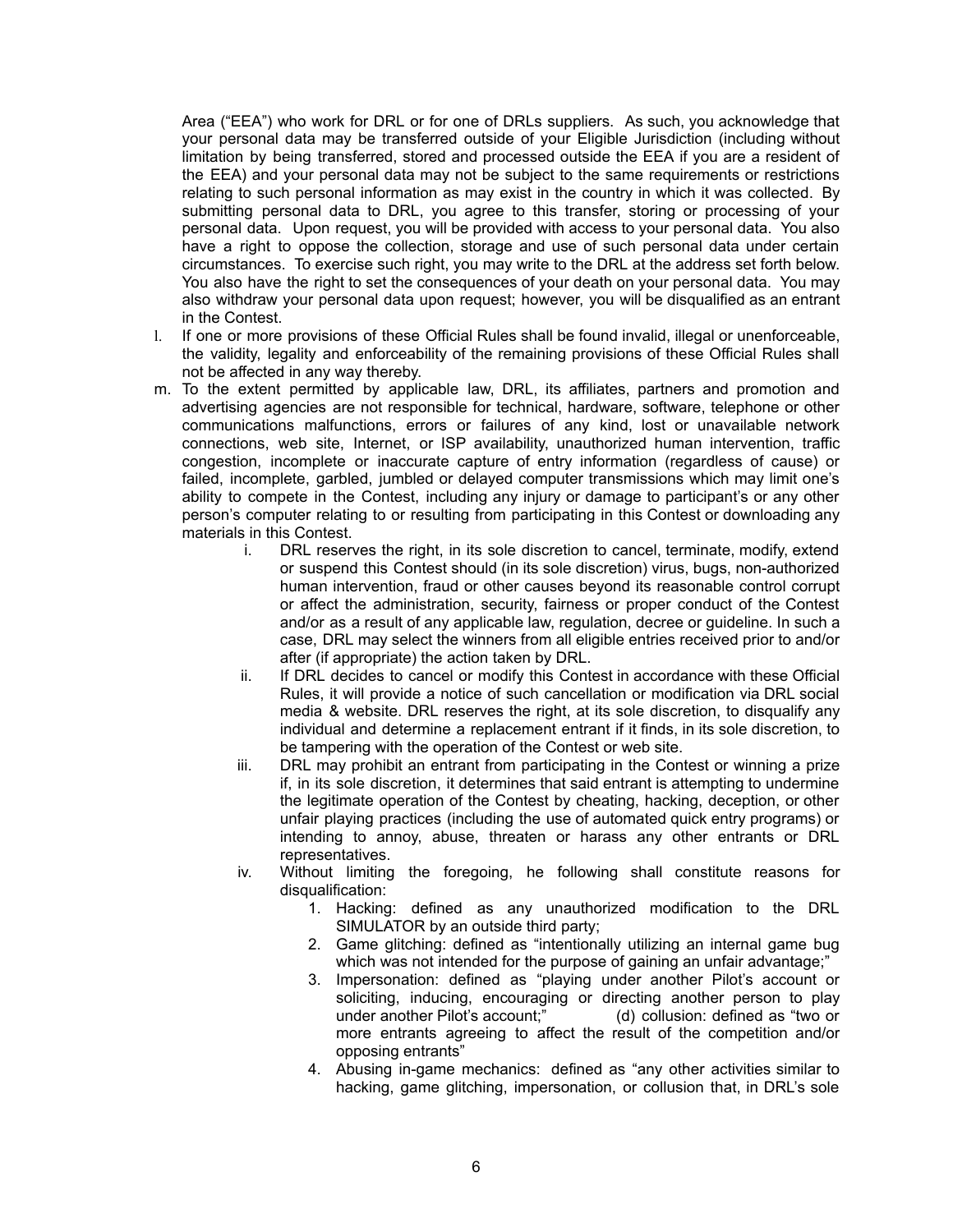Area ("EEA") who work for DRL or for one of DRLs suppliers. As such, you acknowledge that your personal data may be transferred outside of your Eligible Jurisdiction (including without limitation by being transferred, stored and processed outside the EEA if you are a resident of the EEA) and your personal data may not be subject to the same requirements or restrictions relating to such personal information as may exist in the country in which it was collected. By submitting personal data to DRL, you agree to this transfer, storing or processing of your personal data. Upon request, you will be provided with access to your personal data. You also have a right to oppose the collection, storage and use of such personal data under certain circumstances. To exercise such right, you may write to the DRL at the address set forth below. You also have the right to set the consequences of your death on your personal data. You may also withdraw your personal data upon request; however, you will be disqualified as an entrant in the Contest.

l. If one or more provisions of these Official Rules shall be found invalid, illegal or unenforceable, the validity, legality and enforceability of the remaining provisions of these Official Rules shall not be affected in any way thereby.

m. To the extent permitted by applicable law, DRL, its affiliates, partners and promotion and advertising agencies are not responsible for technical, hardware, software, telephone or other communications malfunctions, errors or failures of any kind, lost or unavailable network connections, web site, Internet, or ISP availability, unauthorized human intervention, traffic congestion, incomplete or inaccurate capture of entry information (regardless of cause) or failed, incomplete, garbled, jumbled or delayed computer transmissions which may limit one's ability to compete in the Contest, including any injury or damage to participant's or any other person's computer relating to or resulting from participating in this Contest or downloading any materials in this Contest.

   i. DRL reserves the right, in its sole discretion to cancel, terminate, modify, extend or suspend this Contest should (in its sole discretion) virus, bugs, non-authorized human intervention, fraud or other causes beyond its reasonable control corrupt or affect the administration, security, fairness or proper conduct of the Contest and/or as a result of any applicable law, regulation, decree or guideline. In such a case, DRL may select the winners from all eligible entries received prior to and/or after (if appropriate) the action taken by DRL.

   ii. If DRL decides to cancel or modify this Contest in accordance with these Official Rules, it will provide a notice of such cancellation or modification via DRL social media & website. DRL reserves the right, at its sole discretion, to disqualify any individual and determine a replacement entrant if it finds, in its sole discretion, to be tampering with the operation of the Contest or web site.

   iii. DRL may prohibit an entrant from participating in the Contest or winning a prize if, in its sole discretion, it determines that said entrant is attempting to undermine the legitimate operation of the Contest by cheating, hacking, deception, or other unfair playing practices (including the use of automated quick entry programs) or intending to annoy, abuse, threaten or harass any other entrants or DRL representatives.

   iv. Without limiting the foregoing, he following shall constitute reasons for disqualification:

      1. Hacking: defined as any unauthorized modification to the DRL SIMULATOR by an outside third party;
      2. Game glitching: defined as "intentionally utilizing an internal game bug which was not intended for the purpose of gaining an unfair advantage;"
      3. Impersonation: defined as "playing under another Pilot's account or soliciting, inducing, encouraging or directing another person to play under another Pilot's account;" (d) collusion: defined as "two or more entrants agreeing to affect the result of the competition and/or opposing entrants"
      4. Abusing in-game mechanics: defined as "any other activities similar to hacking, game glitching, impersonation, or collusion that, in DRL's sole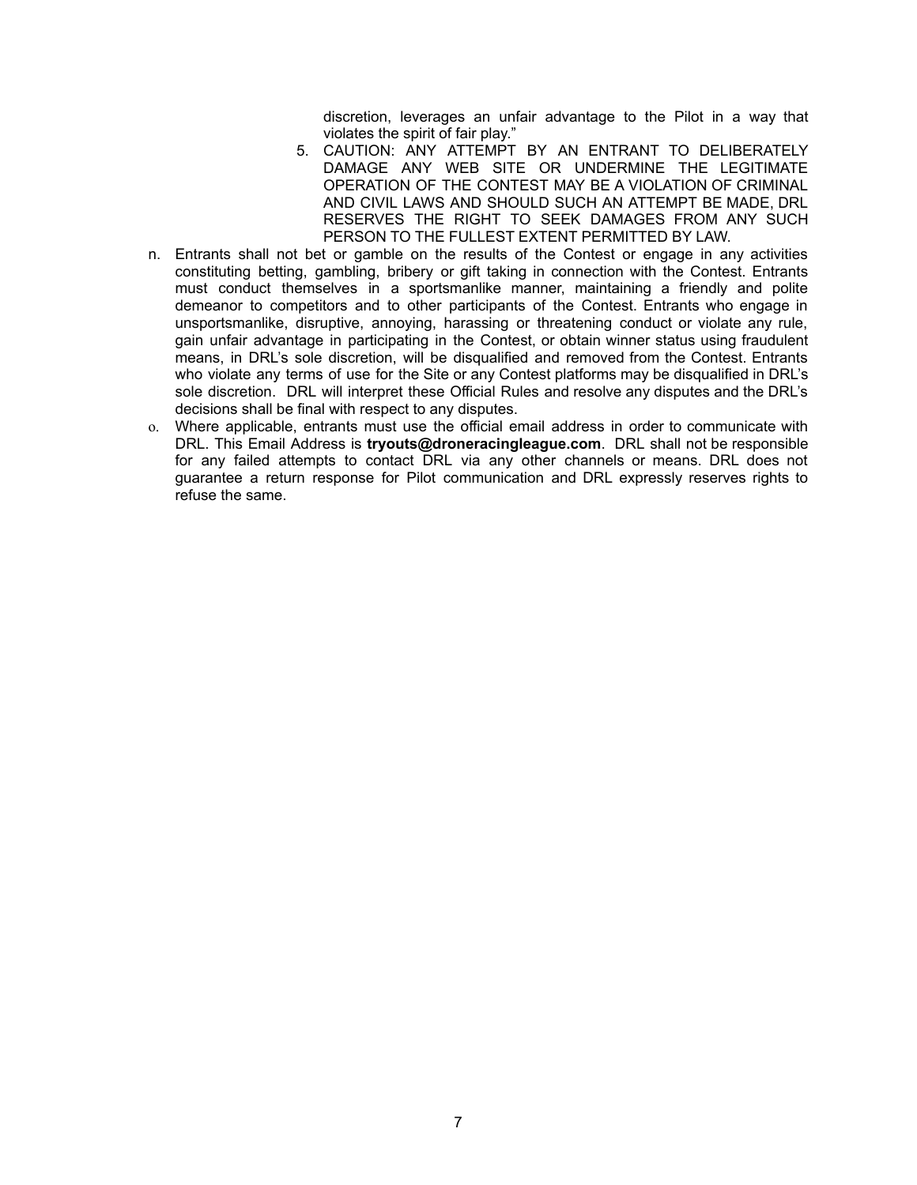discretion, leverages an unfair advantage to the Pilot in a way that violates the spirit of fair play."

5. CAUTION: ANY ATTEMPT BY AN ENTRANT TO DELIBERATELY DAMAGE ANY WEB SITE OR UNDERMINE THE LEGITIMATE OPERATION OF THE CONTEST MAY BE A VIOLATION OF CRIMINAL AND CIVIL LAWS AND SHOULD SUCH AN ATTEMPT BE MADE, DRL RESERVES THE RIGHT TO SEEK DAMAGES FROM ANY SUCH PERSON TO THE FULLEST EXTENT PERMITTED BY LAW.

n. Entrants shall not bet or gamble on the results of the Contest or engage in any activities constituting betting, gambling, bribery or gift taking in connection with the Contest. Entrants must conduct themselves in a sportsmanlike manner, maintaining a friendly and polite demeanor to competitors and to other participants of the Contest. Entrants who engage in unsportsmanlike, disruptive, annoying, harassing or threatening conduct or violate any rule, gain unfair advantage in participating in the Contest, or obtain winner status using fraudulent means, in DRL's sole discretion, will be disqualified and removed from the Contest. Entrants who violate any terms of use for the Site or any Contest platforms may be disqualified in DRL's sole discretion. DRL will interpret these Official Rules and resolve any disputes and the DRL's decisions shall be final with respect to any disputes.

o. Where applicable, entrants must use the official email address in order to communicate with DRL. This Email Address is **tryouts@droneracingleague.com**. DRL shall not be responsible for any failed attempts to contact DRL via any other channels or means. DRL does not guarantee a return response for Pilot communication and DRL expressly reserves rights to refuse the same.